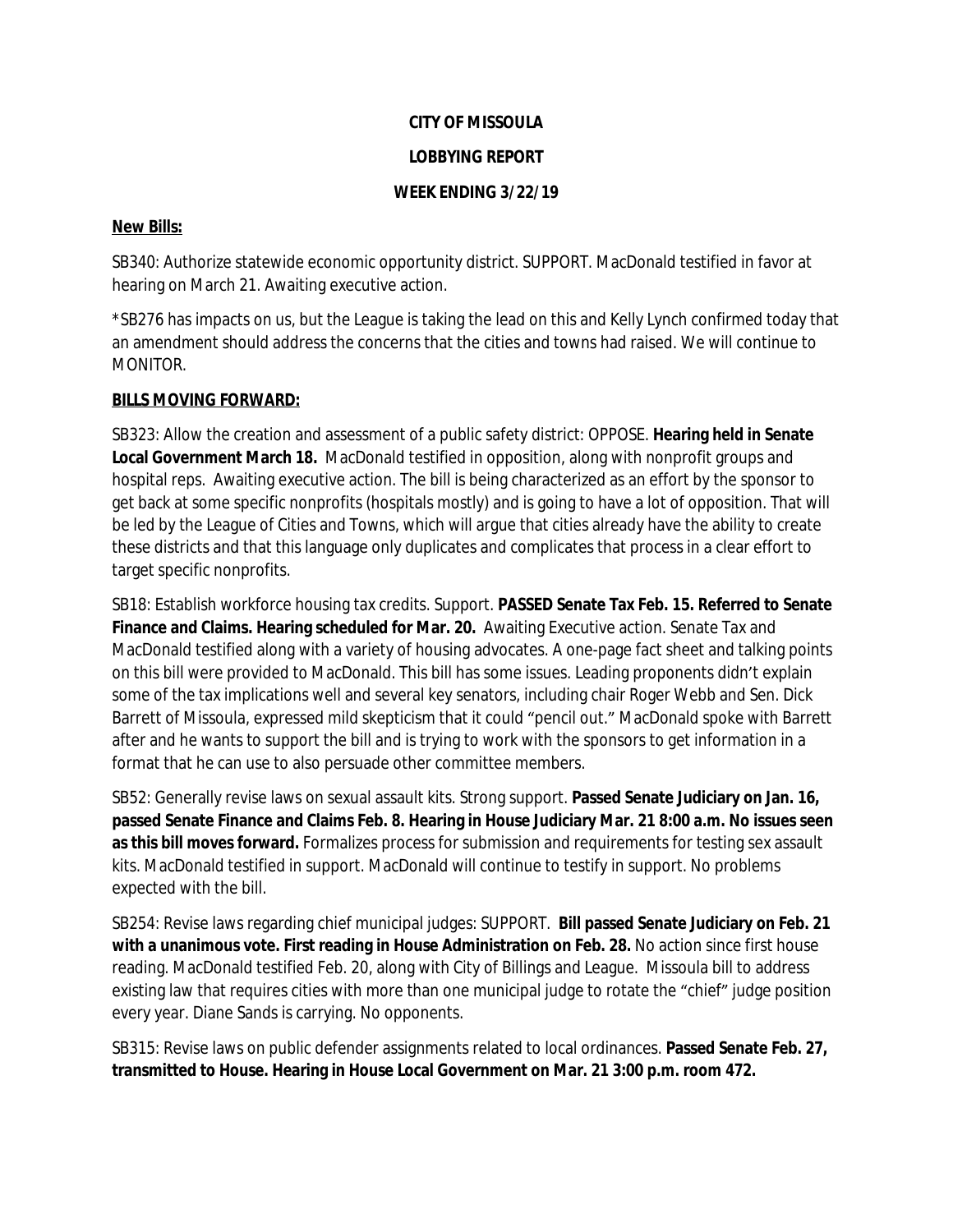**CITY OF MISSOULA**

**LOBBYING REPORT**

**WEEK ENDING 3/22/19**

**New Bills:**

SB340: Authorize statewide economic opportunity district. SUPPORT. MacDonald testified in favor at hearing on March 21. Awaiting executive action.

*SB276 has impacts on us, but the League is taking the lead on this and Kelly Lynch confirmed today that an amendment should address the concerns that the cities and towns had raised. We will continue to MONITOR.

**BILLS MOVING FORWARD:**

SB323: Allow the creation and assessment of a public safety district: OPPOSE. **Hearing held in Senate Local Government March 18.** MacDonald testified in opposition, along with nonprofit groups and hospital reps. Awaiting executive action. The bill is being characterized as an effort by the sponsor to get back at some specific nonprofits (hospitals mostly) and is going to have a lot of opposition. That will be led by the League of Cities and Towns, which will argue that cities already have the ability to create these districts and that this language only duplicates and complicates that process in a clear effort to target specific nonprofits.

SB18: Establish workforce housing tax credits. Support. **PASSED Senate Tax Feb. 15. Referred to Senate Finance and Claims. Hearing scheduled for Mar. 20.** Awaiting Executive action. Senate Tax and MacDonald testified along with a variety of housing advocates. A one-page fact sheet and talking points on this bill were provided to MacDonald. This bill has some issues. Leading proponents didn't explain some of the tax implications well and several key senators, including chair Roger Webb and Sen. Dick Barrett of Missoula, expressed mild skepticism that it could "pencil out." MacDonald spoke with Barrett after and he wants to support the bill and is trying to work with the sponsors to get information in a format that he can use to also persuade other committee members.

SB52: Generally revise laws on sexual assault kits. Strong support. **Passed Senate Judiciary on Jan. 16, passed Senate Finance and Claims Feb. 8. Hearing in House Judiciary Mar. 21 8:00 a.m. No issues seen as this bill moves forward.** Formalizes process for submission and requirements for testing sex assault kits. MacDonald testified in support. MacDonald will continue to testify in support. No problems expected with the bill.

SB254: Revise laws regarding chief municipal judges: SUPPORT. **Bill passed Senate Judiciary on Feb. 21 with a unanimous vote. First reading in House Administration on Feb. 28.** No action since first house reading. MacDonald testified Feb. 20, along with City of Billings and League. Missoula bill to address existing law that requires cities with more than one municipal judge to rotate the "chief" judge position every year. Diane Sands is carrying. No opponents.

SB315: Revise laws on public defender assignments related to local ordinances. **Passed Senate Feb. 27, transmitted to House. Hearing in House Local Government on Mar. 21 3:00 p.m. room 472.**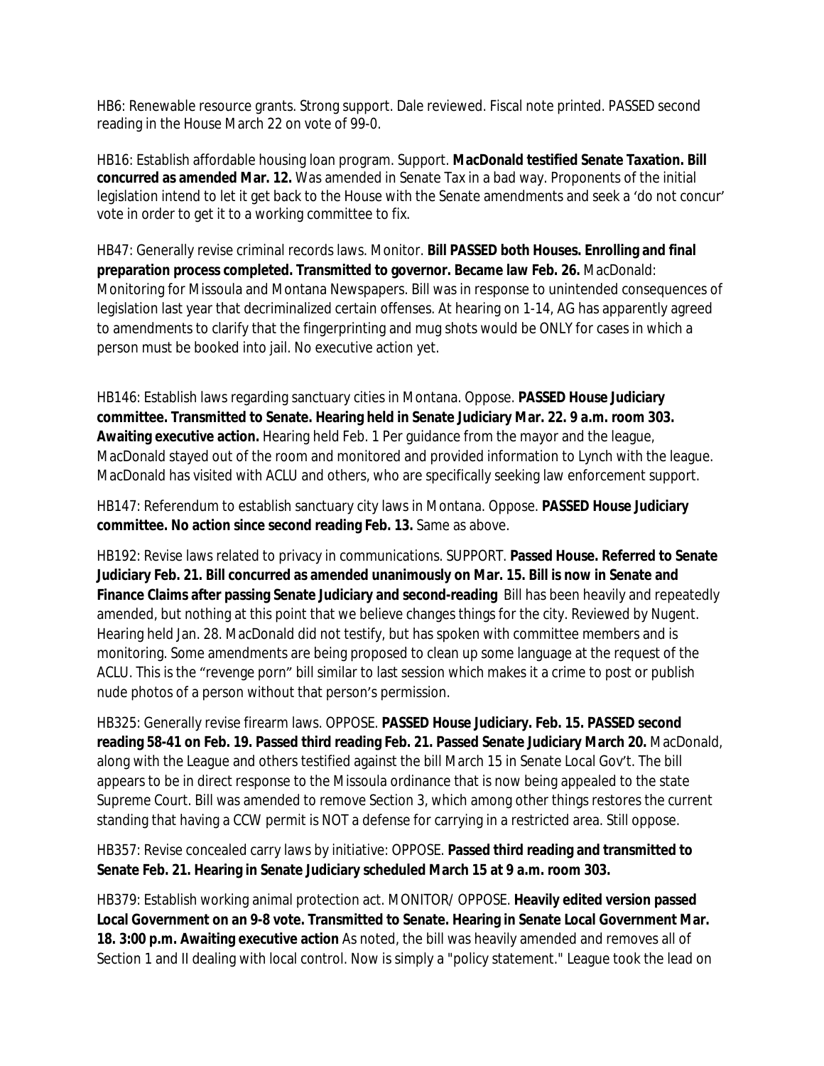HB6: Renewable resource grants. Strong support. Dale reviewed. Fiscal note printed. PASSED second reading in the House March 22 on vote of 99-0.

HB16: Establish affordable housing loan program. Support. **MacDonald testified Senate Taxation. Bill concurred as amended Mar. 12.** Was amended in Senate Tax in a bad way. Proponents of the initial legislation intend to let it get back to the House with the Senate amendments and seek a 'do not concur' vote in order to get it to a working committee to fix.

HB47: Generally revise criminal records laws. Monitor. **Bill PASSED both Houses. Enrolling and final preparation process completed. Transmitted to governor. Became law Feb. 26.** MacDonald: Monitoring for Missoula and Montana Newspapers. Bill was in response to unintended consequences of legislation last year that decriminalized certain offenses. At hearing on 1-14, AG has apparently agreed to amendments to clarify that the fingerprinting and mug shots would be ONLY for cases in which a person must be booked into jail. No executive action yet.

HB146: Establish laws regarding sanctuary cities in Montana. Oppose. **PASSED House Judiciary committee. Transmitted to Senate. Hearing held in Senate Judiciary Mar. 22. 9 a.m. room 303. Awaiting executive action.** Hearing held Feb. 1 Per guidance from the mayor and the league, MacDonald stayed out of the room and monitored and provided information to Lynch with the league. MacDonald has visited with ACLU and others, who are specifically seeking law enforcement support.

HB147: Referendum to establish sanctuary city laws in Montana. Oppose. **PASSED House Judiciary committee. No action since second reading Feb. 13.** Same as above.

HB192: Revise laws related to privacy in communications. SUPPORT. **Passed House. Referred to Senate Judiciary Feb. 21. Bill concurred as amended unanimously on Mar. 15. Bill is now in Senate and Finance Claims after passing Senate Judiciary and second-reading** Bill has been heavily and repeatedly amended, but nothing at this point that we believe changes things for the city. Reviewed by Nugent. Hearing held Jan. 28. MacDonald did not testify, but has spoken with committee members and is monitoring. Some amendments are being proposed to clean up some language at the request of the ACLU. This is the "revenge porn" bill similar to last session which makes it a crime to post or publish nude photos of a person without that person's permission.

HB325: Generally revise firearm laws. OPPOSE. **PASSED House Judiciary. Feb. 15. PASSED second reading 58-41 on Feb. 19. Passed third reading Feb. 21. Passed Senate Judiciary March 20.** MacDonald, along with the League and others testified against the bill March 15 in Senate Local Gov't. The bill appears to be in direct response to the Missoula ordinance that is now being appealed to the state Supreme Court. Bill was amended to remove Section 3, which among other things restores the current standing that having a CCW permit is NOT a defense for carrying in a restricted area. Still oppose.

HB357: Revise concealed carry laws by initiative: OPPOSE. **Passed third reading and transmitted to Senate Feb. 21. Hearing in Senate Judiciary scheduled March 15 at 9 a.m. room 303.**

HB379: Establish working animal protection act. MONITOR/ OPPOSE. **Heavily edited version passed Local Government on an 9-8 vote. Transmitted to Senate. Hearing in Senate Local Government Mar. 18. 3:00 p.m. Awaiting executive action** As noted, the bill was heavily amended and removes all of Section 1 and II dealing with local control. Now is simply a "policy statement." League took the lead on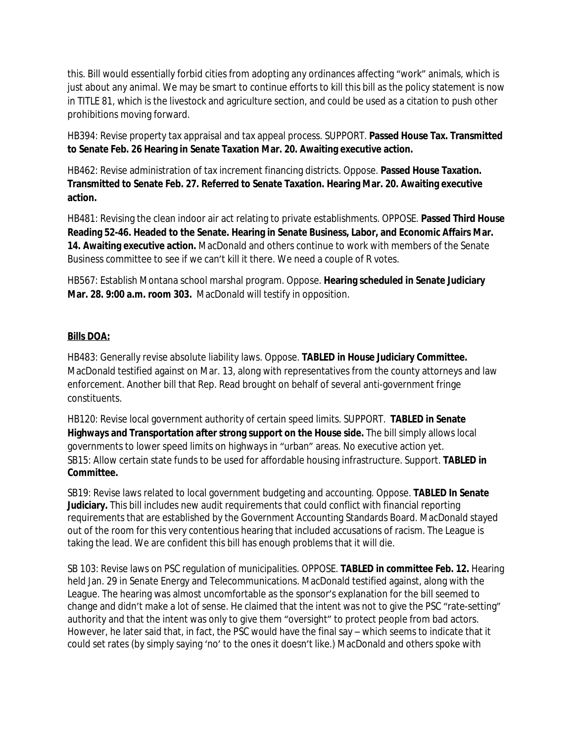this. Bill would essentially forbid cities from adopting any ordinances affecting "work" animals, which is just about any animal. We may be smart to continue efforts to kill this bill as the policy statement is now in TITLE 81, which is the livestock and agriculture section, and could be used as a citation to push other prohibitions moving forward.

HB394: Revise property tax appraisal and tax appeal process. SUPPORT. **Passed House Tax. Transmitted to Senate Feb. 26 Hearing in Senate Taxation Mar. 20. Awaiting executive action.**

HB462: Revise administration of tax increment financing districts. Oppose. **Passed House Taxation. Transmitted to Senate Feb. 27. Referred to Senate Taxation. Hearing Mar. 20. Awaiting executive action.**

HB481: Revising the clean indoor air act relating to private establishments. OPPOSE. **Passed Third House Reading 52-46. Headed to the Senate. Hearing in Senate Business, Labor, and Economic Affairs Mar. 14. Awaiting executive action.** MacDonald and others continue to work with members of the Senate Business committee to see if we can't kill it there. We need a couple of R votes.

HB567: Establish Montana school marshal program. Oppose. **Hearing scheduled in Senate Judiciary Mar. 28. 9:00 a.m. room 303.** MacDonald will testify in opposition.

**Bills DOA:**

HB483: Generally revise absolute liability laws. Oppose. **TABLED in House Judiciary Committee.** MacDonald testified against on Mar. 13, along with representatives from the county attorneys and law enforcement. Another bill that Rep. Read brought on behalf of several anti-government fringe constituents.

HB120: Revise local government authority of certain speed limits. SUPPORT. **TABLED in Senate Highways and Transportation after strong support on the House side.** The bill simply allows local governments to lower speed limits on highways in "urban" areas. No executive action yet.

SB15: Allow certain state funds to be used for affordable housing infrastructure. Support. **TABLED in Committee.**

SB19: Revise laws related to local government budgeting and accounting. Oppose. **TABLED In Senate Judiciary.** This bill includes new audit requirements that could conflict with financial reporting requirements that are established by the Government Accounting Standards Board. MacDonald stayed out of the room for this very contentious hearing that included accusations of racism. The League is taking the lead. We are confident this bill has enough problems that it will die.

SB 103: Revise laws on PSC regulation of municipalities. OPPOSE. **TABLED in committee Feb. 12.** Hearing held Jan. 29 in Senate Energy and Telecommunications. MacDonald testified against, along with the League. The hearing was almost uncomfortable as the sponsor's explanation for the bill seemed to change and didn't make a lot of sense. He claimed that the intent was not to give the PSC "rate-setting" authority and that the intent was only to give them "oversight" to protect people from bad actors. However, he later said that, in fact, the PSC would have the final say – which seems to indicate that it could set rates (by simply saying 'no' to the ones it doesn't like.) MacDonald and others spoke with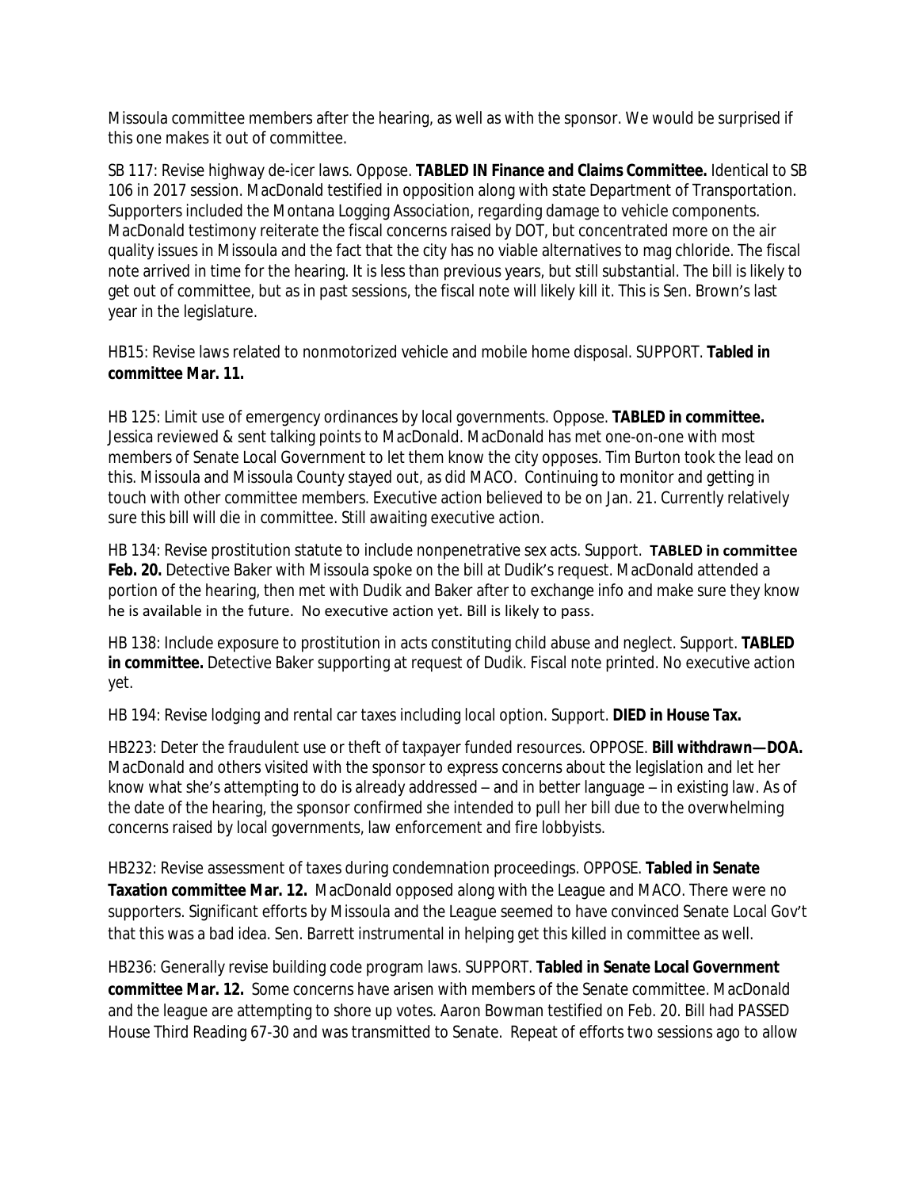Missoula committee members after the hearing, as well as with the sponsor. We would be surprised if this one makes it out of committee.

SB 117: Revise highway de-icer laws. Oppose. **TABLED IN Finance and Claims Committee.** Identical to SB 106 in 2017 session. MacDonald testified in opposition along with state Department of Transportation. Supporters included the Montana Logging Association, regarding damage to vehicle components. MacDonald testimony reiterate the fiscal concerns raised by DOT, but concentrated more on the air quality issues in Missoula and the fact that the city has no viable alternatives to mag chloride. The fiscal note arrived in time for the hearing. It is less than previous years, but still substantial. The bill is likely to get out of committee, but as in past sessions, the fiscal note will likely kill it. This is Sen. Brown's last year in the legislature.

HB15: Revise laws related to nonmotorized vehicle and mobile home disposal. SUPPORT. **Tabled in committee Mar. 11.**

HB 125: Limit use of emergency ordinances by local governments. Oppose. **TABLED in committee.** Jessica reviewed & sent talking points to MacDonald. MacDonald has met one-on-one with most members of Senate Local Government to let them know the city opposes. Tim Burton took the lead on this. Missoula and Missoula County stayed out, as did MACO. Continuing to monitor and getting in touch with other committee members. Executive action believed to be on Jan. 21. Currently relatively sure this bill will die in committee. Still awaiting executive action.

HB 134: Revise prostitution statute to include nonpenetrative sex acts. Support. **TABLED in committee Feb. 20.** Detective Baker with Missoula spoke on the bill at Dudik's request. MacDonald attended a portion of the hearing, then met with Dudik and Baker after to exchange info and make sure they know he is available in the future. No executive action yet. Bill is likely to pass.

HB 138: Include exposure to prostitution in acts constituting child abuse and neglect. Support. **TABLED in committee.** Detective Baker supporting at request of Dudik. Fiscal note printed. No executive action yet.

HB 194: Revise lodging and rental car taxes including local option. Support. **DIED in House Tax.**

HB223: Deter the fraudulent use or theft of taxpayer funded resources. OPPOSE. **Bill withdrawn—DOA.** MacDonald and others visited with the sponsor to express concerns about the legislation and let her know what she's attempting to do is already addressed – and in better language – in existing law. As of the date of the hearing, the sponsor confirmed she intended to pull her bill due to the overwhelming concerns raised by local governments, law enforcement and fire lobbyists.

HB232: Revise assessment of taxes during condemnation proceedings. OPPOSE. **Tabled in Senate Taxation committee Mar. 12.** MacDonald opposed along with the League and MACO. There were no supporters. Significant efforts by Missoula and the League seemed to have convinced Senate Local Gov't that this was a bad idea. Sen. Barrett instrumental in helping get this killed in committee as well.

HB236: Generally revise building code program laws. SUPPORT. **Tabled in Senate Local Government committee Mar. 12.** Some concerns have arisen with members of the Senate committee. MacDonald and the league are attempting to shore up votes. Aaron Bowman testified on Feb. 20. Bill had PASSED House Third Reading 67-30 and was transmitted to Senate. Repeat of efforts two sessions ago to allow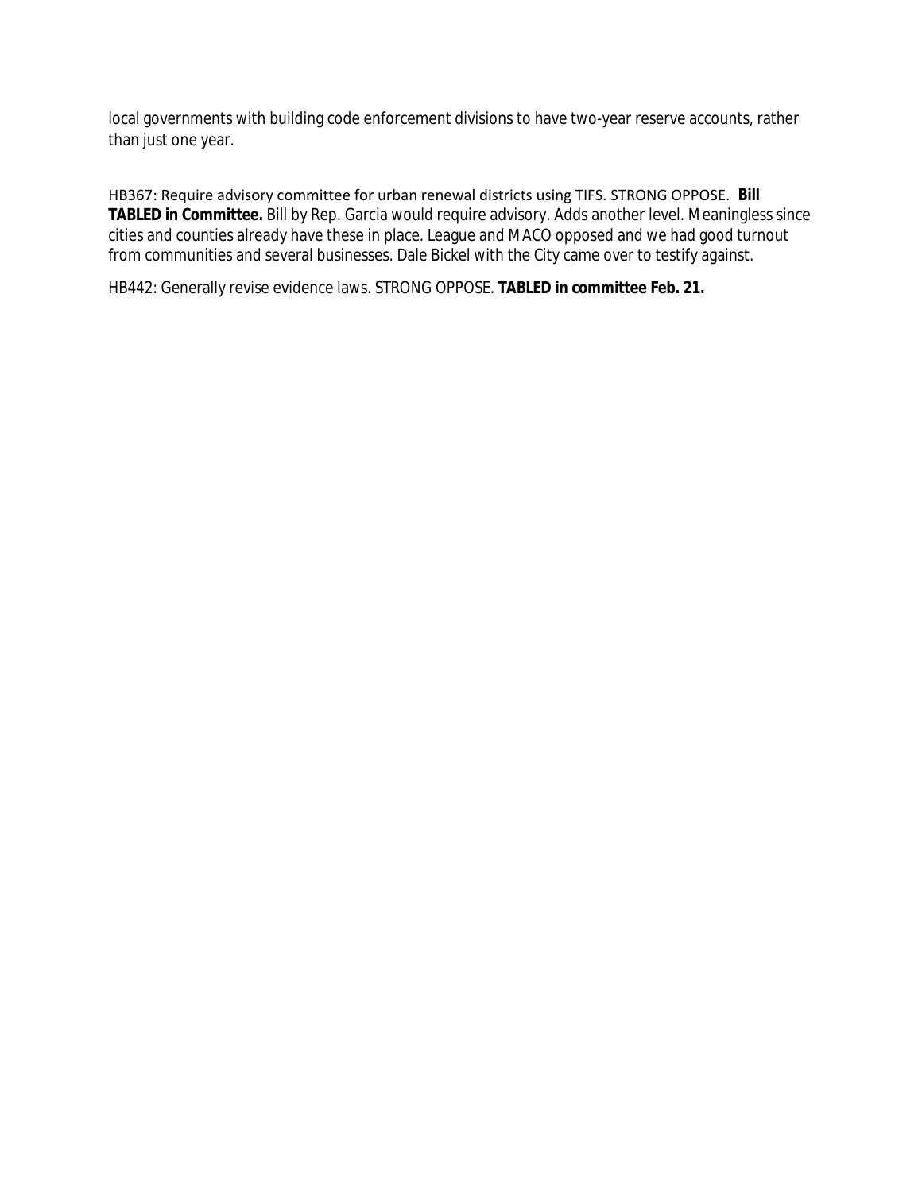local governments with building code enforcement divisions to have two-year reserve accounts, rather than just one year.

HB367: Require advisory committee for urban renewal districts using TIFS. STRONG OPPOSE. **Bill TABLED in Committee.** Bill by Rep. Garcia would require advisory. Adds another level. Meaningless since cities and counties already have these in place. League and MACO opposed and we had good turnout from communities and several businesses. Dale Bickel with the City came over to testify against.

HB442: Generally revise evidence laws. STRONG OPPOSE. **TABLED in committee Feb. 21.**